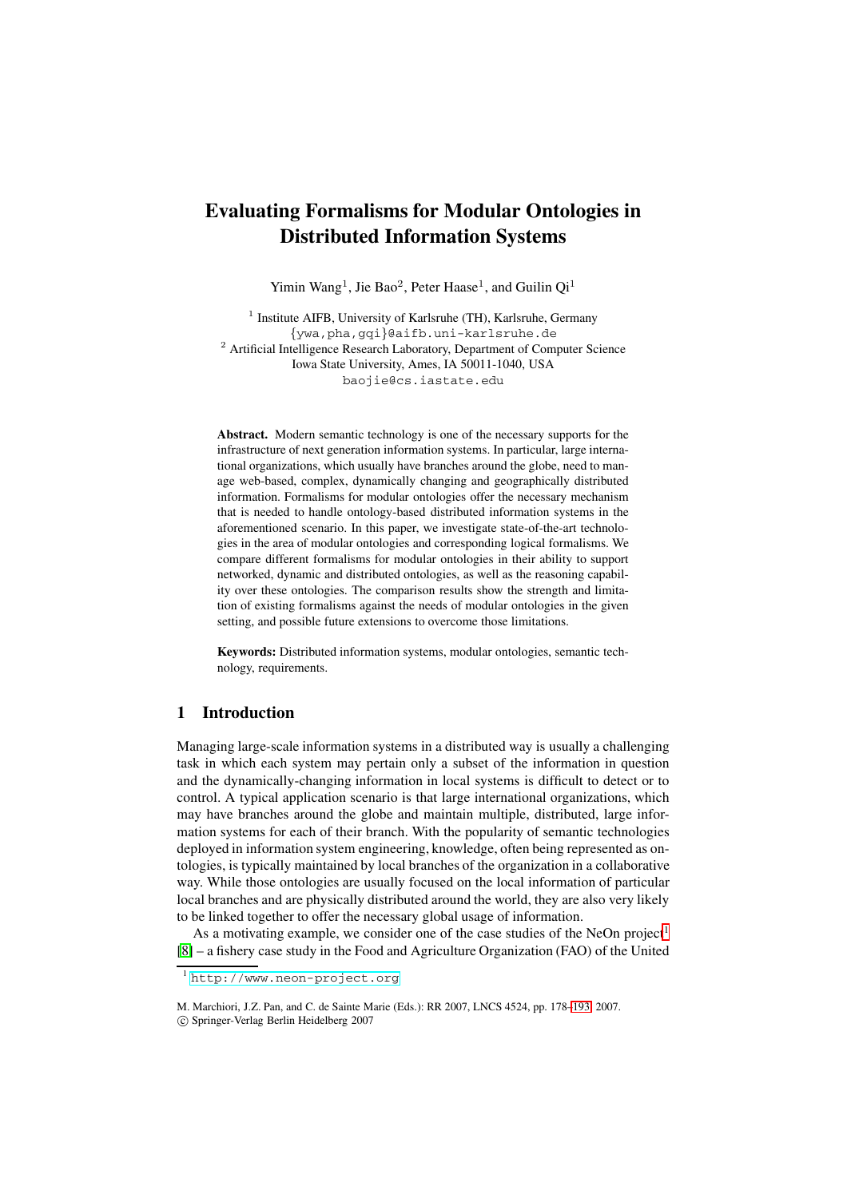# Evaluating Formalisms for Modular Ontologies in Distributed Information Systems

Yimin Wang[1], Jie Bao[2], Peter Haase[1], and Guilin Qi[1]

[1] Institute AIFB, University of Karlsruhe (TH), Karlsruhe, Germany
{ywa,pha,gqi}@aifb.uni-karlsruhe.de
[2] Artificial Intelligence Research Laboratory, Department of Computer Science
Iowa State University, Ames, IA 50011-1040, USA
baojie@cs.iastate.edu

**Abstract.** Modern semantic technology is one of the necessary supports for the infrastructure of next generation information systems. In particular, large international organizations, which usually have branches around the globe, need to manage web-based, complex, dynamically changing and geographically distributed information. Formalisms for modular ontologies offer the necessary mechanism that is needed to handle ontology-based distributed information systems in the aforementioned scenario. In this paper, we investigate state-of-the-art technologies in the area of modular ontologies and corresponding logical formalisms. We compare different formalisms for modular ontologies in their ability to support networked, dynamic and distributed ontologies, as well as the reasoning capability over these ontologies. The comparison results show the strength and limitation of existing formalisms against the needs of modular ontologies in the given setting, and possible future extensions to overcome those limitations.

**Keywords:** Distributed information systems, modular ontologies, semantic technology, requirements.

## 1 Introduction

Managing large-scale information systems in a distributed way is usually a challenging task in which each system may pertain only a subset of the information in question and the dynamically-changing information in local systems is difficult to detect or to control. A typical application scenario is that large international organizations, which may have branches around the globe and maintain multiple, distributed, large information systems for each of their branch. With the popularity of semantic technologies deployed in information system engineering, knowledge, often being represented as ontologies, is typically maintained by local branches of the organization in a collaborative way. While those ontologies are usually focused on the local information of particular local branches and are physically distributed around the world, they are also very likely to be linked together to offer the necessary global usage of information.

As a motivating example, we consider one of the case studies of the NeOn project[1] [8] – a fishery case study in the Food and Agriculture Organization (FAO) of the United

[1] http://www.neon-project.org

M. Marchiori, J.Z. Pan, and C. de Sainte Marie (Eds.): RR 2007, LNCS 4524, pp. 178–193, 2007.
© Springer-Verlag Berlin Heidelberg 2007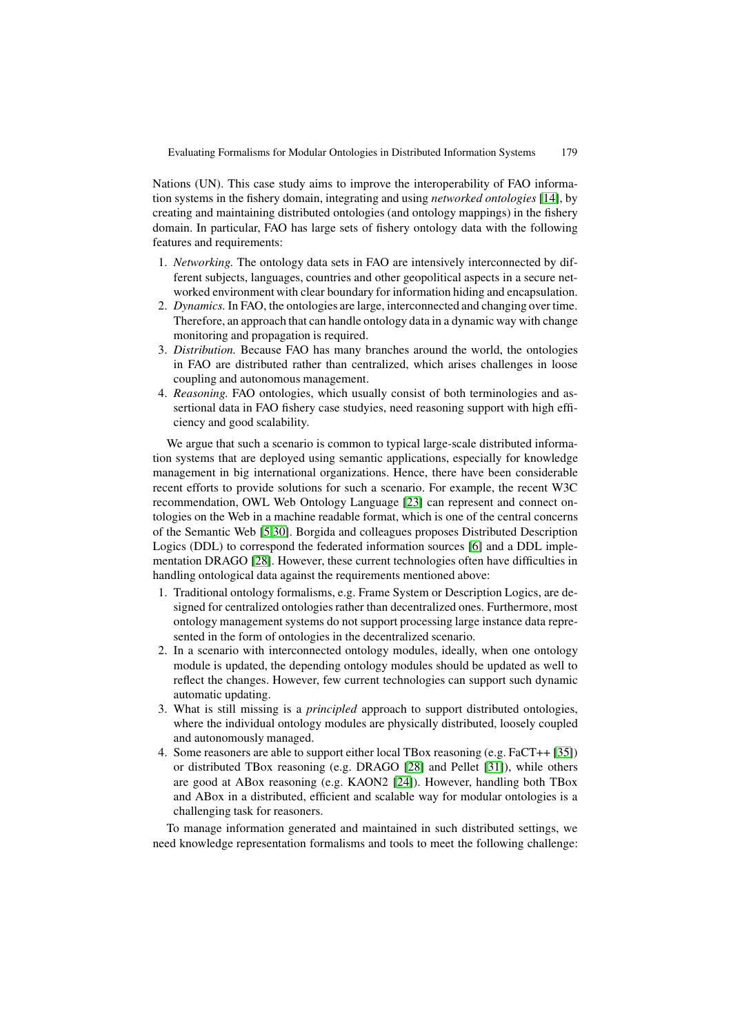Nations (UN). This case study aims to improve the interoperability of FAO information systems in the fishery domain, integrating and using *networked ontologies* [14], by creating and maintaining distributed ontologies (and ontology mappings) in the fishery domain. In particular, FAO has large sets of fishery ontology data with the following features and requirements:

1. *Networking.* The ontology data sets in FAO are intensively interconnected by different subjects, languages, countries and other geopolitical aspects in a secure networked environment with clear boundary for information hiding and encapsulation.
2. *Dynamics.* In FAO, the ontologies are large, interconnected and changing over time. Therefore, an approach that can handle ontology data in a dynamic way with change monitoring and propagation is required.
3. *Distribution.* Because FAO has many branches around the world, the ontologies in FAO are distributed rather than centralized, which arises challenges in loose coupling and autonomous management.
4. *Reasoning.* FAO ontologies, which usually consist of both terminologies and assertional data in FAO fishery case studyies, need reasoning support with high efficiency and good scalability.

We argue that such a scenario is common to typical large-scale distributed information systems that are deployed using semantic applications, especially for knowledge management in big international organizations. Hence, there have been considerable recent efforts to provide solutions for such a scenario. For example, the recent W3C recommendation, OWL Web Ontology Language [23] can represent and connect ontologies on the Web in a machine readable format, which is one of the central concerns of the Semantic Web [5,30]. Borgida and colleagues proposes Distributed Description Logics (DDL) to correspond the federated information sources [6] and a DDL implementation DRAGO [28]. However, these current technologies often have difficulties in handling ontological data against the requirements mentioned above:

1. Traditional ontology formalisms, e.g. Frame System or Description Logics, are designed for centralized ontologies rather than decentralized ones. Furthermore, most ontology management systems do not support processing large instance data represented in the form of ontologies in the decentralized scenario.
2. In a scenario with interconnected ontology modules, ideally, when one ontology module is updated, the depending ontology modules should be updated as well to reflect the changes. However, few current technologies can support such dynamic automatic updating.
3. What is still missing is a *principled* approach to support distributed ontologies, where the individual ontology modules are physically distributed, loosely coupled and autonomously managed.
4. Some reasoners are able to support either local TBox reasoning (e.g. FaCT++ [35]) or distributed TBox reasoning (e.g. DRAGO [28] and Pellet [31]), while others are good at ABox reasoning (e.g. KAON2 [24]). However, handling both TBox and ABox in a distributed, efficient and scalable way for modular ontologies is a challenging task for reasoners.

To manage information generated and maintained in such distributed settings, we need knowledge representation formalisms and tools to meet the following challenge: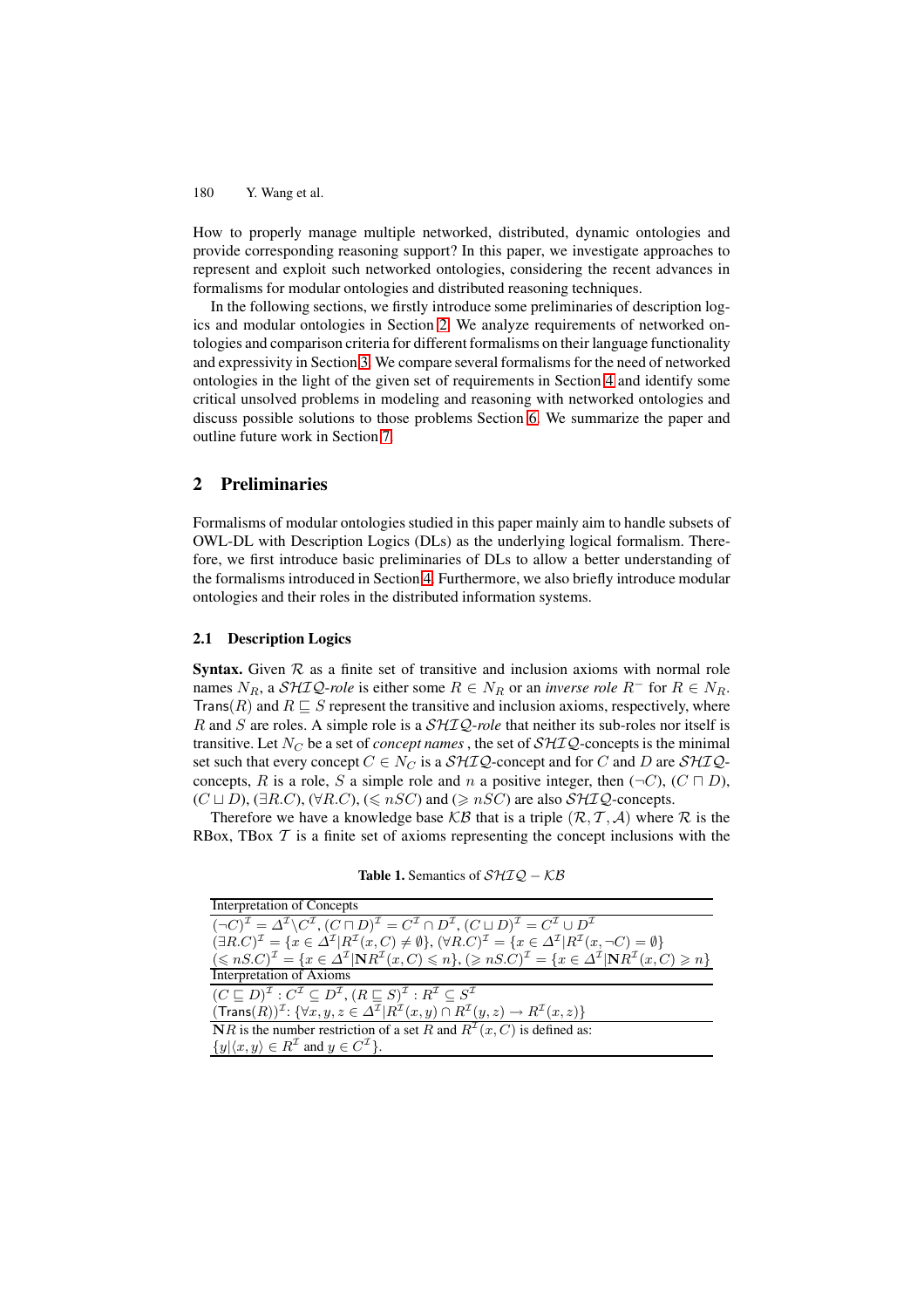How to properly manage multiple networked, distributed, dynamic ontologies and provide corresponding reasoning support? In this paper, we investigate approaches to represent and exploit such networked ontologies, considering the recent advances in formalisms for modular ontologies and distributed reasoning techniques.

In the following sections, we firstly introduce some preliminaries of description logics and modular ontologies in Section 2. We analyze requirements of networked ontologies and comparison criteria for different formalisms on their language functionality and expressivity in Section 3. We compare several formalisms for the need of networked ontologies in the light of the given set of requirements in Section 4 and identify some critical unsolved problems in modeling and reasoning with networked ontologies and discuss possible solutions to those problems Section 6. We summarize the paper and outline future work in Section 7.

## 2 Preliminaries

Formalisms of modular ontologies studied in this paper mainly aim to handle subsets of OWL-DL with Description Logics (DLs) as the underlying logical formalism. Therefore, we first introduce basic preliminaries of DLs to allow a better understanding of the formalisms introduced in Section 4. Furthermore, we also briefly introduce modular ontologies and their roles in the distributed information systems.

### 2.1 Description Logics

**Syntax.** Given $\mathcal{R}$ as a finite set of transitive and inclusion axioms with normal role names $N_R$, a $\mathcal{SHIQ}$-*role* is either some $R \in N_R$ or an *inverse role* $R^-$ for $R \in N_R$. $\mathsf{Trans}(R)$ and $R \sqsubseteq S$ represent the transitive and inclusion axioms, respectively, where $R$ and $S$ are roles. A simple role is a $\mathcal{SHIQ}$-*role* that neither its sub-roles nor itself is transitive. Let $N_C$ be a set of *concept names* , the set of $\mathcal{SHIQ}$-concepts is the minimal set such that every concept $C \in N_C$ is a $\mathcal{SHIQ}$-concept and for $C$ and $D$ are $\mathcal{SHIQ}$-concepts, $R$ is a role, $S$ a simple role and $n$ a positive integer, then $(\neg C)$, $(C \sqcap D)$, $(C \sqcup D)$, $(\exists R.C)$, $(\forall R.C)$, $(\leqslant nSC)$ and $(\geqslant nSC)$ are also $\mathcal{SHIQ}$-concepts.

Therefore we have a knowledge base $\mathcal{KB}$ that is a triple $(\mathcal{R}, \mathcal{T}, \mathcal{A})$ where $\mathcal{R}$ is the RBox, TBox $\mathcal{T}$ is a finite set of axioms representing the concept inclusions with the

**Table 1.** Semantics of $\mathcal{SHIQ} - \mathcal{KB}$

| Interpretation of Concepts |
|---|
| $(\neg C)^{\mathcal{I}} = \Delta^{\mathcal{I}} \backslash C^{\mathcal{I}}$, $(C \sqcap D)^{\mathcal{I}} = C^{\mathcal{I}} \cap D^{\mathcal{I}}$, $(C \sqcup D)^{\mathcal{I}} = C^{\mathcal{I}} \cup D^{\mathcal{I}}$ |
| $(\exists R.C)^{\mathcal{I}} = \{x \in \Delta^{\mathcal{I}} \mid R^{\mathcal{I}}(x, C) \neq \emptyset\}$, $(\forall R.C)^{\mathcal{I}} = \{x \in \Delta^{\mathcal{I}} \mid R^{\mathcal{I}}(x, \neg C) = \emptyset\}$ |
| $(\leqslant nS.C)^{\mathcal{I}} = \{x \in \Delta^{\mathcal{I}} \mid \mathbf{N}R^{\mathcal{I}}(x, C) \leqslant n\}$, $(\geqslant nS.C)^{\mathcal{I}} = \{x \in \Delta^{\mathcal{I}} \mid \mathbf{N}R^{\mathcal{I}}(x, C) \geqslant n\}$ |
| **Interpretation of Axioms** |
| $(C \sqsubseteq D)^{\mathcal{I}} : C^{\mathcal{I}} \subseteq D^{\mathcal{I}}$, $(R \sqsubseteq S)^{\mathcal{I}} : R^{\mathcal{I}} \subseteq S^{\mathcal{I}}$ |
| $(\mathsf{Trans}(R))^{\mathcal{I}}$: $\{\forall x, y, z \in \Delta^{\mathcal{I}} \mid R^{\mathcal{I}}(x, y) \cap R^{\mathcal{I}}(y, z) \rightarrow R^{\mathcal{I}}(x, z)\}$ |
| $\mathbf{N}R$ is the number restriction of a set $R$ and $R^{\mathcal{I}}(x, C)$ is defined as: $\{y \mid \langle x, y \rangle \in R^{\mathcal{I}}$ and $y \in C^{\mathcal{I}}\}$. |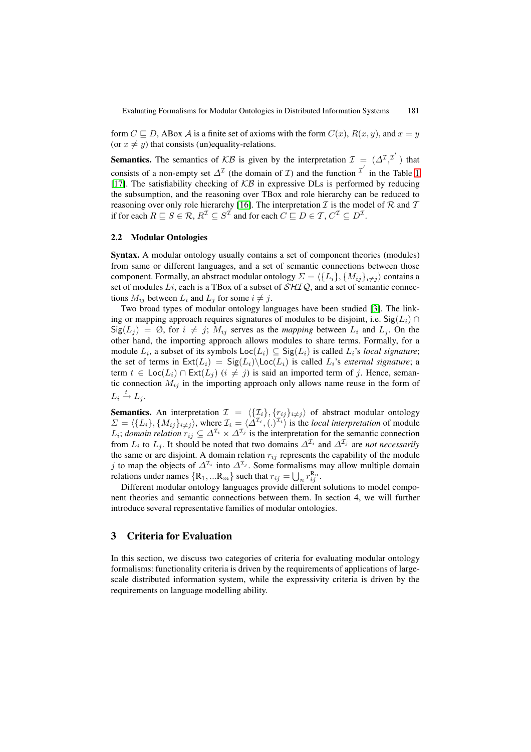form $C \sqsubseteq D$, ABox $\mathcal{A}$ is a finite set of axioms with the form $C(x)$, $R(x, y)$, and $x = y$ (or $x \neq y$) that consists (un)equality-relations.

**Semantics.** The semantics of $\mathcal{KB}$ is given by the interpretation $\mathcal{I} = (\Delta^{\mathcal{I}}, ^{\mathcal{I}'})$ that consists of a non-empty set $\Delta^{\mathcal{I}}$ (the domain of $\mathcal{I}$) and the function $^{\mathcal{I}'}$ in the Table 1 [17]. The satisfiability checking of $\mathcal{KB}$ in expressive DLs is performed by reducing the subsumption, and the reasoning over TBox and role hierarchy can be reduced to reasoning over only role hierarchy [16]. The interpretation $\mathcal{I}$ is the model of $\mathcal{R}$ and $\mathcal{T}$ if for each $R \sqsubseteq S \in \mathcal{R}$, $R^{\mathcal{I}} \subseteq S^{\mathcal{I}}$ and for each $C \sqsubseteq D \in \mathcal{T}$, $C^{\mathcal{I}} \subseteq D^{\mathcal{I}}$.

### 2.2 Modular Ontologies

**Syntax.** A modular ontology usually contains a set of component theories (modules) from same or different languages, and a set of semantic connections between those component. Formally, an abstract modular ontology $\Sigma = \langle \{L_i\}, \{M_{ij}\}_{i \neq j} \rangle$ contains a set of modules $Li$, each is a TBox of a subset of $\mathcal{SHIQ}$, and a set of semantic connections $M_{ij}$ between $L_i$ and $L_j$ for some $i \neq j$.

Two broad types of modular ontology languages have been studied [3]. The linking or mapping approach requires signatures of modules to be disjoint, i.e. $\mathsf{Sig}(L_i) \cap \mathsf{Sig}(L_j) = \emptyset$, for $i \neq j$; $M_{ij}$ serves as the *mapping* between $L_i$ and $L_j$. On the other hand, the importing approach allows modules to share terms. Formally, for a module $L_i$, a subset of its symbols $\mathsf{Loc}(L_i) \subseteq \mathsf{Sig}(L_i)$ is called $L_i$'s *local signature*; the set of terms in $\mathsf{Ext}(L_i) = \mathsf{Sig}(L_i) \backslash \mathsf{Loc}(L_i)$ is called $L_i$'s *external signature*; a term $t \in \mathsf{Loc}(L_i) \cap \mathsf{Ext}(L_j)$ $(i \neq j)$ is said an imported term of $j$. Hence, semantic connection $M_{ij}$ in the importing approach only allows name reuse in the form of $L_i \xrightarrow{t} L_j$.

**Semantics.** An interpretation $\mathcal{I} = \langle \{\mathcal{I}_i\}, \{r_{ij}\}_{i \neq j} \rangle$ of abstract modular ontology $\Sigma = \langle \{L_i\}, \{M_{ij}\}_{i \neq j} \rangle$, where $\mathcal{I}_i = \langle \Delta^{\mathcal{I}_i}, (.)^{\mathcal{I}_i} \rangle$ is the *local interpretation* of module $L_i$; *domain relation* $r_{ij} \subseteq \Delta^{\mathcal{I}_i} \times \Delta^{\mathcal{I}_j}$ is the interpretation for the semantic connection from $L_i$ to $L_j$. It should be noted that two domains $\Delta^{\mathcal{I}_i}$ and $\Delta^{\mathcal{I}_j}$ are *not necessarily* the same or are disjoint. A domain relation $r_{ij}$ represents the capability of the module $j$ to map the objects of $\Delta^{\mathcal{I}_i}$ into $\Delta^{\mathcal{I}_j}$. Some formalisms may allow multiple domain relations under names $\{\mathsf{R}_1, ... \mathsf{R}_m\}$ such that $r_{ij} = \bigcup_n r_{ij}^{\mathsf{R}_n}$.

Different modular ontology languages provide different solutions to model component theories and semantic connections between them. In section 4, we will further introduce several representative families of modular ontologies.

## 3 Criteria for Evaluation

In this section, we discuss two categories of criteria for evaluating modular ontology formalisms: functionality criteria is driven by the requirements of applications of large-scale distributed information system, while the expressivity criteria is driven by the requirements on language modelling ability.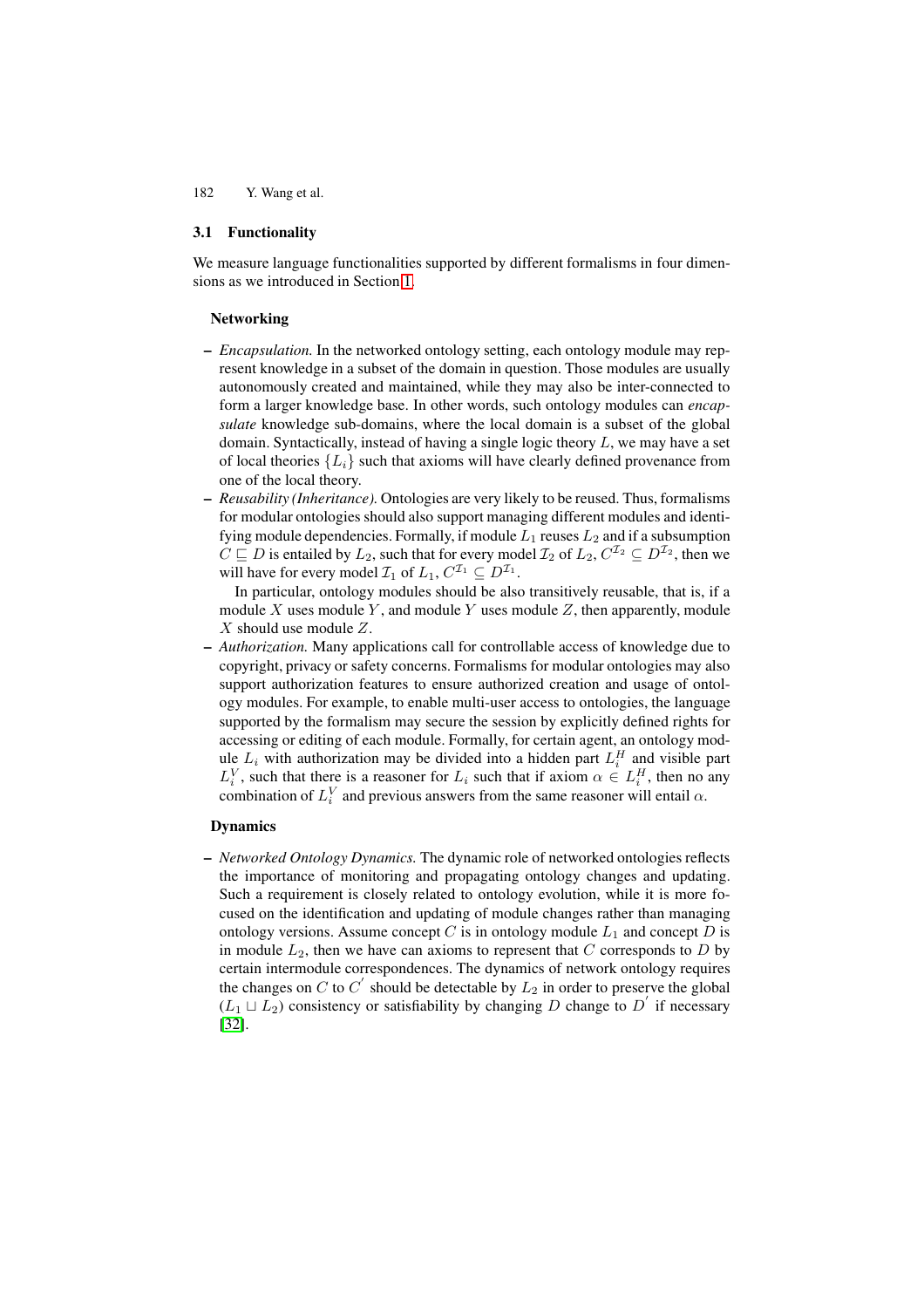### 3.1 Functionality

We measure language functionalities supported by different formalisms in four dimensions as we introduced in Section 1.

**Networking**

- *Encapsulation.* In the networked ontology setting, each ontology module may represent knowledge in a subset of the domain in question. Those modules are usually autonomously created and maintained, while they may also be inter-connected to form a larger knowledge base. In other words, such ontology modules can *encapsulate* knowledge sub-domains, where the local domain is a subset of the global domain. Syntactically, instead of having a single logic theory $L$, we may have a set of local theories $\{L_i\}$ such that axioms will have clearly defined provenance from one of the local theory.
- *Reusability (Inheritance).* Ontologies are very likely to be reused. Thus, formalisms for modular ontologies should also support managing different modules and identifying module dependencies. Formally, if module $L_1$ reuses $L_2$ and if a subsumption $C \sqsubseteq D$ is entailed by $L_2$, such that for every model $\mathcal{I}_2$ of $L_2$, $C^{\mathcal{I}_2} \subseteq D^{\mathcal{I}_2}$, then we will have for every model $\mathcal{I}_1$ of $L_1$, $C^{\mathcal{I}_1} \subseteq D^{\mathcal{I}_1}$.

  In particular, ontology modules should be also transitively reusable, that is, if a module $X$ uses module $Y$, and module $Y$ uses module $Z$, then apparently, module $X$ should use module $Z$.
- *Authorization.* Many applications call for controllable access of knowledge due to copyright, privacy or safety concerns. Formalisms for modular ontologies may also support authorization features to ensure authorized creation and usage of ontology modules. For example, to enable multi-user access to ontologies, the language supported by the formalism may secure the session by explicitly defined rights for accessing or editing of each module. Formally, for certain agent, an ontology module $L_i$ with authorization may be divided into a hidden part $L_i^H$ and visible part $L_i^V$, such that there is a reasoner for $L_i$ such that if axiom $\alpha \in L_i^H$, then no any combination of $L_i^V$ and previous answers from the same reasoner will entail $\alpha$.

**Dynamics**

- *Networked Ontology Dynamics.* The dynamic role of networked ontologies reflects the importance of monitoring and propagating ontology changes and updating. Such a requirement is closely related to ontology evolution, while it is more focused on the identification and updating of module changes rather than managing ontology versions. Assume concept $C$ is in ontology module $L_1$ and concept $D$ is in module $L_2$, then we have can axioms to represent that $C$ corresponds to $D$ by certain intermodule correspondences. The dynamics of network ontology requires the changes on $C$ to $C^{'}$ should be detectable by $L_2$ in order to preserve the global ($L_1 \sqcup L_2$) consistency or satisfiability by changing $D$ change to $D^{'}$ if necessary [32].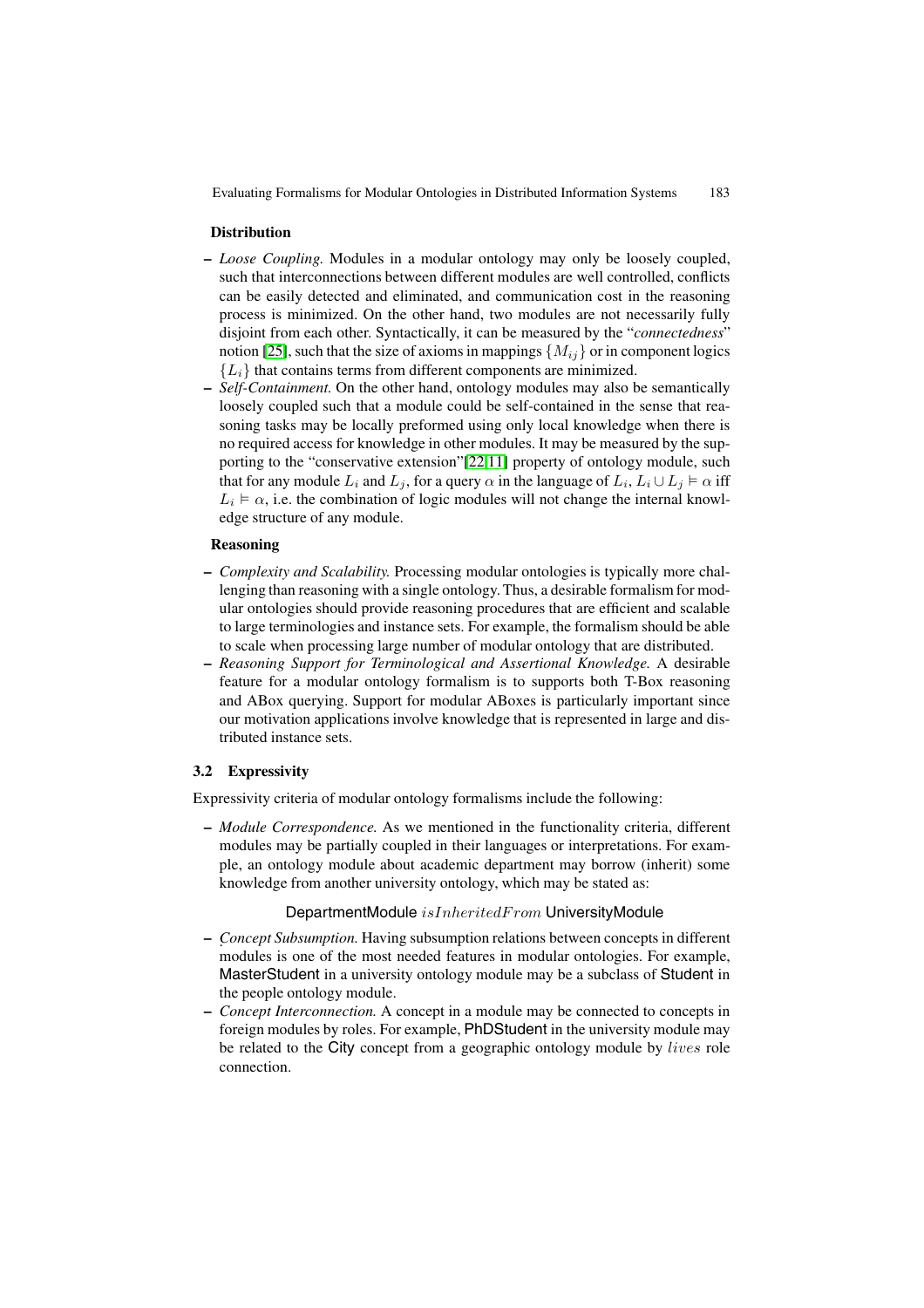**Distribution**

- *Loose Coupling.* Modules in a modular ontology may only be loosely coupled, such that interconnections between different modules are well controlled, conflicts can be easily detected and eliminated, and communication cost in the reasoning process is minimized. On the other hand, two modules are not necessarily fully disjoint from each other. Syntactically, it can be measured by the "*connectedness*" notion [25], such that the size of axioms in mappings $\{M_{ij}\}$ or in component logics $\{L_i\}$ that contains terms from different components are minimized.
- *Self-Containment.* On the other hand, ontology modules may also be semantically loosely coupled such that a module could be self-contained in the sense that reasoning tasks may be locally preformed using only local knowledge when there is no required access for knowledge in other modules. It may be measured by the supporting to the "conservative extension"[22,11] property of ontology module, such that for any module $L_i$ and $L_j$, for a query $\alpha$ in the language of $L_i$, $L_i \cup L_j \models \alpha$ iff $L_i \models \alpha$, i.e. the combination of logic modules will not change the internal knowledge structure of any module.

**Reasoning**

- *Complexity and Scalability.* Processing modular ontologies is typically more challenging than reasoning with a single ontology. Thus, a desirable formalism for modular ontologies should provide reasoning procedures that are efficient and scalable to large terminologies and instance sets. For example, the formalism should be able to scale when processing large number of modular ontology that are distributed.
- *Reasoning Support for Terminological and Assertional Knowledge.* A desirable feature for a modular ontology formalism is to supports both T-Box reasoning and ABox querying. Support for modular ABoxes is particularly important since our motivation applications involve knowledge that is represented in large and distributed instance sets.

### 3.2 Expressivity

Expressivity criteria of modular ontology formalisms include the following:

- *Module Correspondence.* As we mentioned in the functionality criteria, different modules may be partially coupled in their languages or interpretations. For example, an ontology module about academic department may borrow (inherit) some knowledge from another university ontology, which may be stated as:

  DepartmentModule $isInheritedFrom$ UniversityModule

- *Concept Subsumption.* Having subsumption relations between concepts in different modules is one of the most needed features in modular ontologies. For example, MasterStudent in a university ontology module may be a subclass of Student in the people ontology module.
- *Concept Interconnection.* A concept in a module may be connected to concepts in foreign modules by roles. For example, PhDStudent in the university module may be related to the City concept from a geographic ontology module by $lives$ role connection.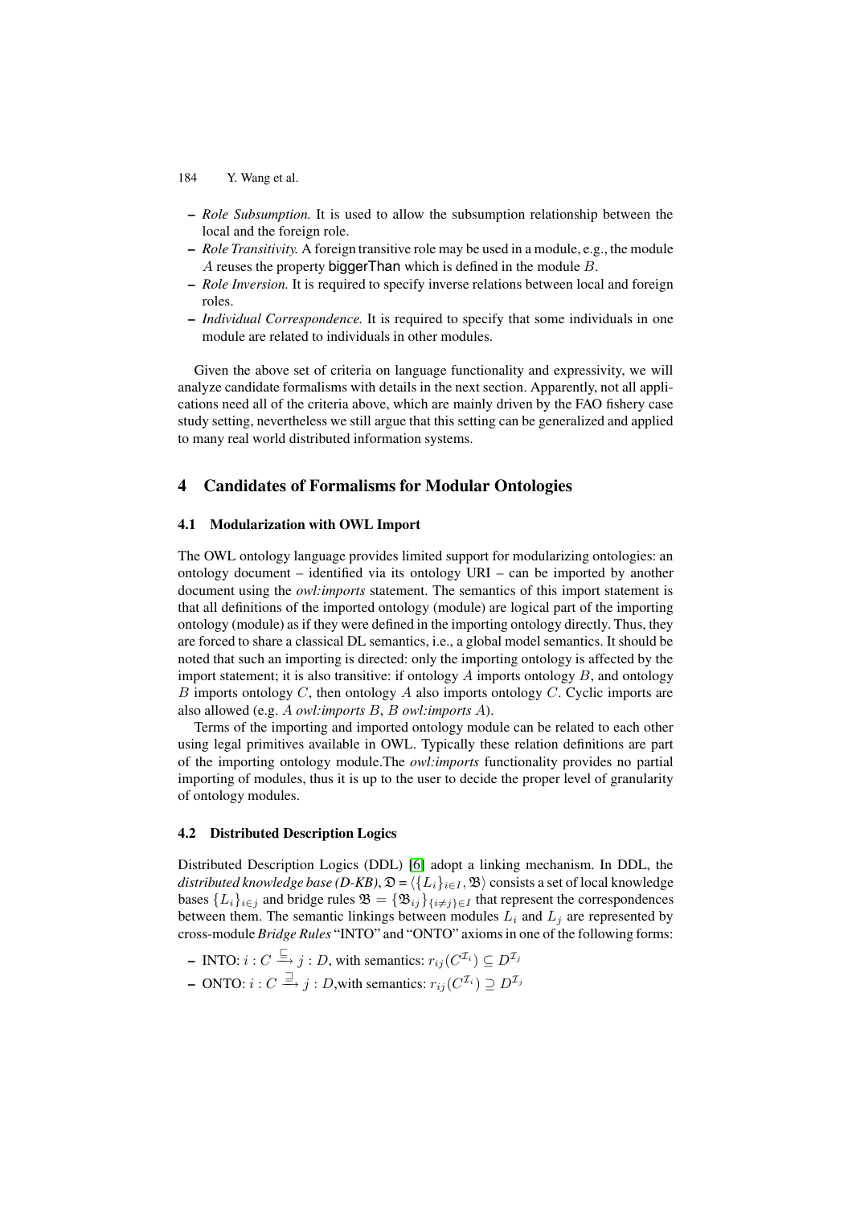- *Role Subsumption.* It is used to allow the subsumption relationship between the local and the foreign role.
- *Role Transitivity.* A foreign transitive role may be used in a module, e.g., the module $A$ reuses the property biggerThan which is defined in the module $B$.
- *Role Inversion.* It is required to specify inverse relations between local and foreign roles.
- *Individual Correspondence.* It is required to specify that some individuals in one module are related to individuals in other modules.

Given the above set of criteria on language functionality and expressivity, we will analyze candidate formalisms with details in the next section. Apparently, not all applications need all of the criteria above, which are mainly driven by the FAO fishery case study setting, nevertheless we still argue that this setting can be generalized and applied to many real world distributed information systems.

## 4 Candidates of Formalisms for Modular Ontologies

### 4.1 Modularization with OWL Import

The OWL ontology language provides limited support for modularizing ontologies: an ontology document – identified via its ontology URI – can be imported by another document using the *owl:imports* statement. The semantics of this import statement is that all definitions of the imported ontology (module) are logical part of the importing ontology (module) as if they were defined in the importing ontology directly. Thus, they are forced to share a classical DL semantics, i.e., a global model semantics. It should be noted that such an importing is directed: only the importing ontology is affected by the import statement; it is also transitive: if ontology $A$ imports ontology $B$, and ontology $B$ imports ontology $C$, then ontology $A$ also imports ontology $C$. Cyclic imports are also allowed (e.g. $A$ *owl:imports* $B$, $B$ *owl:imports* $A$).

Terms of the importing and imported ontology module can be related to each other using legal primitives available in OWL. Typically these relation definitions are part of the importing ontology module.The *owl:imports* functionality provides no partial importing of modules, thus it is up to the user to decide the proper level of granularity of ontology modules.

### 4.2 Distributed Description Logics

Distributed Description Logics (DDL) [6] adopt a linking mechanism. In DDL, the *distributed knowledge base (D-KB)*, $\mathfrak{D} = \langle \{L_i\}_{i \in I}, \mathfrak{B} \rangle$ consists a set of local knowledge bases $\{L_i\}_{i \in j}$ and bridge rules $\mathfrak{B} = \{\mathfrak{B}_{ij}\}_{\{i \neq j\} \in I}$ that represent the correspondences between them. The semantic linkings between modules $L_i$ and $L_j$ are represented by cross-module *Bridge Rules* "INTO" and "ONTO" axioms in one of the following forms:

- INTO: $i : C \xrightarrow{\sqsubseteq} j : D$, with semantics: $r_{ij}(C^{\mathcal{I}_i}) \subseteq D^{\mathcal{I}_j}$
- ONTO: $i : C \xrightarrow{\sqsupseteq} j : D$,with semantics: $r_{ij}(C^{\mathcal{I}_i}) \supseteq D^{\mathcal{I}_j}$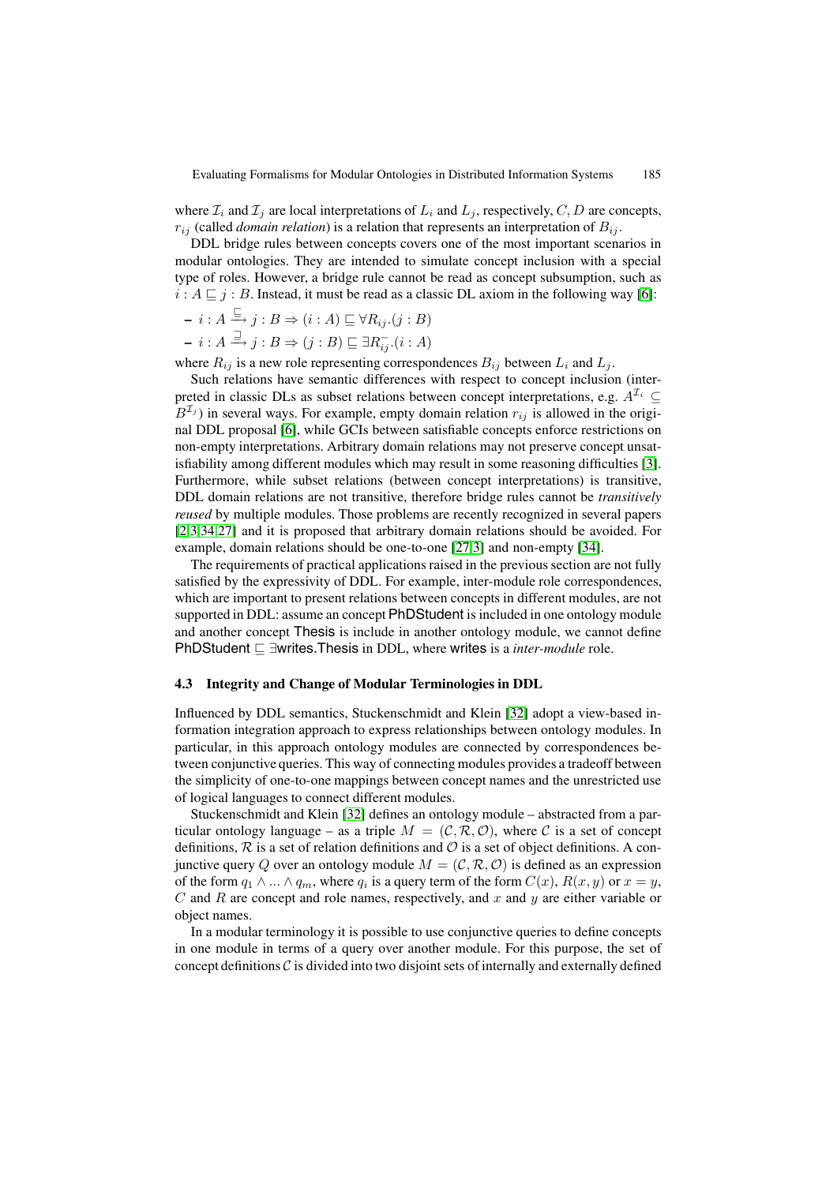where $\mathcal{I}_i$ and $\mathcal{I}_j$ are local interpretations of $L_i$ and $L_j$, respectively, $C, D$ are concepts, $r_{ij}$ (called *domain relation*) is a relation that represents an interpretation of $B_{ij}$.

DDL bridge rules between concepts covers one of the most important scenarios in modular ontologies. They are intended to simulate concept inclusion with a special type of roles. However, a bridge rule cannot be read as concept subsumption, such as $i : A \sqsubseteq j : B$. Instead, it must be read as a classic DL axiom in the following way [6]:

– $i : A \xrightarrow{\sqsubseteq} j : B \Rightarrow (i : A) \sqsubseteq \forall R_{ij}.(j : B)$
– $i : A \xrightarrow{\sqsupseteq} j : B \Rightarrow (j : B) \sqsubseteq \exists R_{ij}^{-}.(i : A)$

where $R_{ij}$ is a new role representing correspondences $B_{ij}$ between $L_i$ and $L_j$.

Such relations have semantic differences with respect to concept inclusion (interpreted in classic DLs as subset relations between concept interpretations, e.g. $A^{\mathcal{I}_i} \subseteq B^{\mathcal{I}_j}$) in several ways. For example, empty domain relation $r_{ij}$ is allowed in the original DDL proposal [6], while GCIs between satisfiable concepts enforce restrictions on non-empty interpretations. Arbitrary domain relations may not preserve concept unsatisfiability among different modules which may result in some reasoning difficulties [3]. Furthermore, while subset relations (between concept interpretations) is transitive, DDL domain relations are not transitive, therefore bridge rules cannot be *transitively reused* by multiple modules. Those problems are recently recognized in several papers [2,3,34,27] and it is proposed that arbitrary domain relations should be avoided. For example, domain relations should be one-to-one [27,3] and non-empty [34].

The requirements of practical applications raised in the previous section are not fully satisfied by the expressivity of DDL. For example, inter-module role correspondences, which are important to present relations between concepts in different modules, are not supported in DDL: assume an concept PhDStudent is included in one ontology module and another concept Thesis is include in another ontology module, we cannot define PhDStudent $\sqsubseteq \exists$writes.Thesis in DDL, where writes is a *inter-module* role.

### 4.3 Integrity and Change of Modular Terminologies in DDL

Influenced by DDL semantics, Stuckenschmidt and Klein [32] adopt a view-based information integration approach to express relationships between ontology modules. In particular, in this approach ontology modules are connected by correspondences between conjunctive queries. This way of connecting modules provides a tradeoff between the simplicity of one-to-one mappings between concept names and the unrestricted use of logical languages to connect different modules.

Stuckenschmidt and Klein [32] defines an ontology module – abstracted from a particular ontology language – as a triple $M = (\mathcal{C}, \mathcal{R}, \mathcal{O})$, where $\mathcal{C}$ is a set of concept definitions, $\mathcal{R}$ is a set of relation definitions and $\mathcal{O}$ is a set of object definitions. A conjunctive query $Q$ over an ontology module $M = (\mathcal{C}, \mathcal{R}, \mathcal{O})$ is defined as an expression of the form $q_1 \wedge ... \wedge q_m$, where $q_i$ is a query term of the form $C(x)$, $R(x, y)$ or $x = y$, $C$ and $R$ are concept and role names, respectively, and $x$ and $y$ are either variable or object names.

In a modular terminology it is possible to use conjunctive queries to define concepts in one module in terms of a query over another module. For this purpose, the set of concept definitions $\mathcal{C}$ is divided into two disjoint sets of internally and externally defined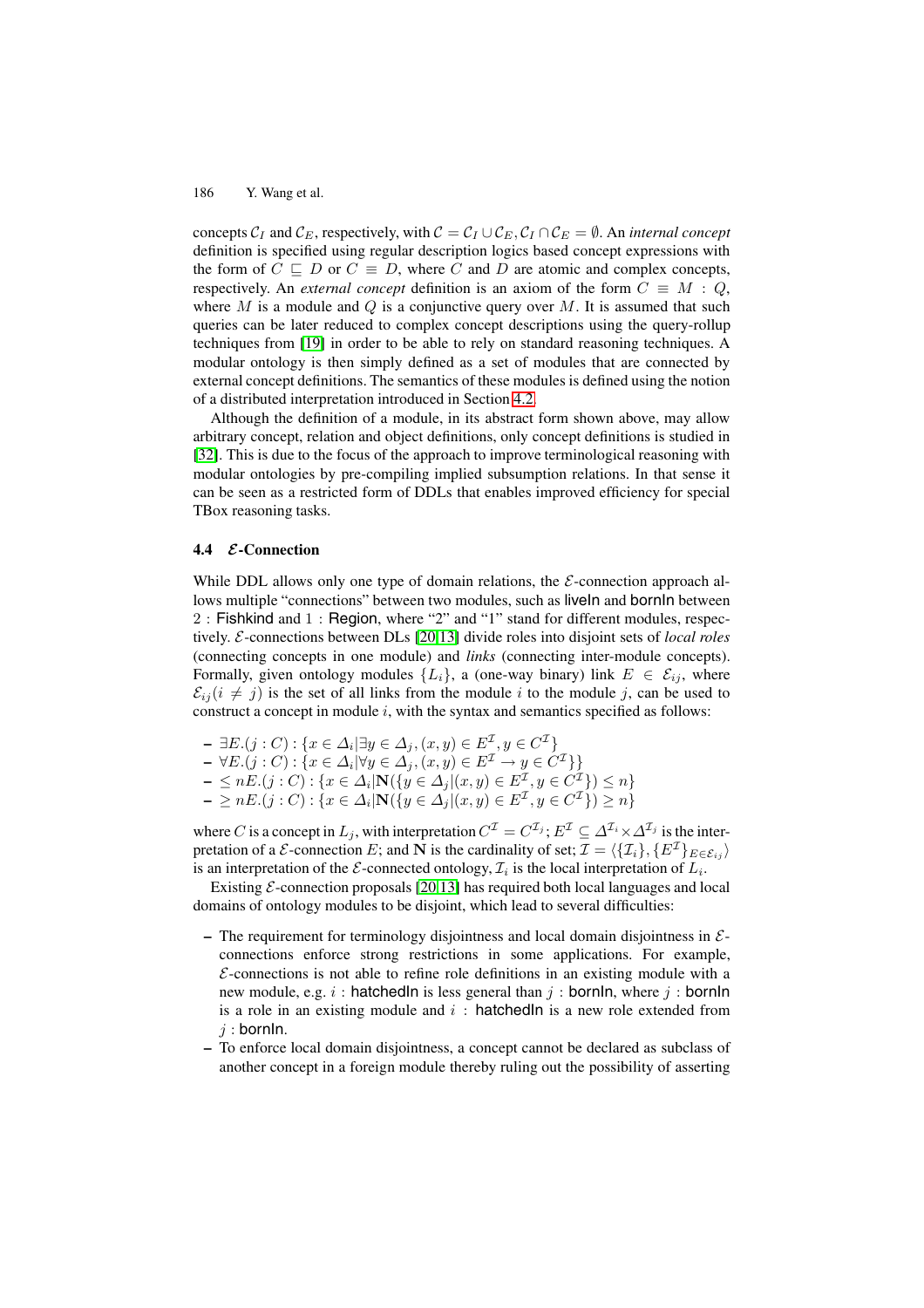concepts $\mathcal{C}_I$ and $\mathcal{C}_E$, respectively, with $\mathcal{C} = \mathcal{C}_I \cup \mathcal{C}_E, \mathcal{C}_I \cap \mathcal{C}_E = \emptyset$. An *internal concept* definition is specified using regular description logics based concept expressions with the form of $C \sqsubseteq D$ or $C \equiv D$, where $C$ and $D$ are atomic and complex concepts, respectively. An *external concept* definition is an axiom of the form $C \equiv M : Q$, where $M$ is a module and $Q$ is a conjunctive query over $M$. It is assumed that such queries can be later reduced to complex concept descriptions using the query-rollup techniques from [19] in order to be able to rely on standard reasoning techniques. A modular ontology is then simply defined as a set of modules that are connected by external concept definitions. The semantics of these modules is defined using the notion of a distributed interpretation introduced in Section 4.2.

Although the definition of a module, in its abstract form shown above, may allow arbitrary concept, relation and object definitions, only concept definitions is studied in [32]. This is due to the focus of the approach to improve terminological reasoning with modular ontologies by pre-compiling implied subsumption relations. In that sense it can be seen as a restricted form of DDLs that enables improved efficiency for special TBox reasoning tasks.

### 4.4 $\mathcal{E}$-Connection

While DDL allows only one type of domain relations, the $\mathcal{E}$-connection approach allows multiple "connections" between two modules, such as liveIn and bornIn between $2$ : Fishkind and $1$ : Region, where "2" and "1" stand for different modules, respectively. $\mathcal{E}$-connections between DLs [20,13] divide roles into disjoint sets of *local roles* (connecting concepts in one module) and *links* (connecting inter-module concepts). Formally, given ontology modules $\{L_i\}$, a (one-way binary) link $E \in \mathcal{E}_{ij}$, where $\mathcal{E}_{ij} (i \neq j)$ is the set of all links from the module $i$ to the module $j$, can be used to construct a concept in module $i$, with the syntax and semantics specified as follows:

- $\exists E.(j : C) : \{x \in \Delta_i | \exists y \in \Delta_j, (x, y) \in E^{\mathcal{I}}, y \in C^{\mathcal{I}}\}$
- $\forall E.(j : C) : \{x \in \Delta_i | \forall y \in \Delta_j, (x, y) \in E^{\mathcal{I}} \rightarrow y \in C^{\mathcal{I}}\}$
- $\leq nE.(j : C) : \{x \in \Delta_i | \mathbf{N}(\{y \in \Delta_j | (x, y) \in E^{\mathcal{I}}, y \in C^{\mathcal{I}}\}) \leq n\}$
- $\geq nE.(j : C) : \{x \in \Delta_i | \mathbf{N}(\{y \in \Delta_j | (x, y) \in E^{\mathcal{I}}, y \in C^{\mathcal{I}}\}) \geq n\}$

where $C$ is a concept in $L_j$, with interpretation $C^{\mathcal{I}} = C^{\mathcal{I}_j}$; $E^{\mathcal{I}} \subseteq \Delta^{\mathcal{I}_i} \times \Delta^{\mathcal{I}_j}$ is the interpretation of a $\mathcal{E}$-connection $E$; and $\mathbf{N}$ is the cardinality of set; $\mathcal{I} = \langle \{\mathcal{I}_i\}, \{E^{\mathcal{I}}\}_{E \in \mathcal{E}_{ij}} \rangle$ is an interpretation of the $\mathcal{E}$-connected ontology, $\mathcal{I}_i$ is the local interpretation of $L_i$.

Existing $\mathcal{E}$-connection proposals [20,13] has required both local languages and local domains of ontology modules to be disjoint, which lead to several difficulties:

- The requirement for terminology disjointness and local domain disjointness in $\mathcal{E}$-connections enforce strong restrictions in some applications. For example, $\mathcal{E}$-connections is not able to refine role definitions in an existing module with a new module, e.g. $i$ : hatchedIn is less general than $j$ : bornIn, where $j$ : bornIn is a role in an existing module and $i$ : hatchedIn is a new role extended from $j$ : bornIn.
- To enforce local domain disjointness, a concept cannot be declared as subclass of another concept in a foreign module thereby ruling out the possibility of asserting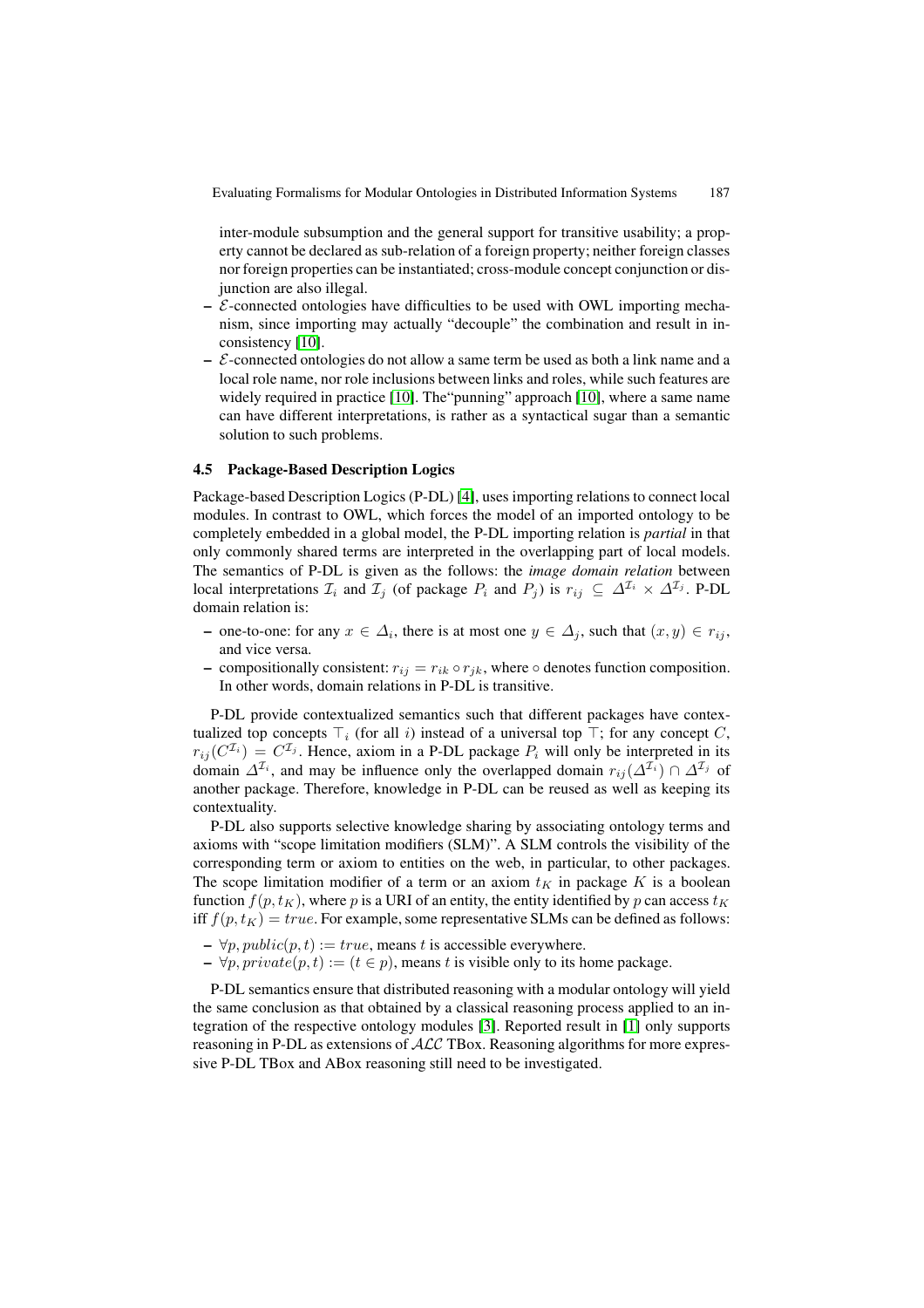inter-module subsumption and the general support for transitive usability; a property cannot be declared as sub-relation of a foreign property; neither foreign classes nor foreign properties can be instantiated; cross-module concept conjunction or disjunction are also illegal.

- $\mathcal{E}$-connected ontologies have difficulties to be used with OWL importing mechanism, since importing may actually "decouple" the combination and result in inconsistency [10].
- $\mathcal{E}$-connected ontologies do not allow a same term be used as both a link name and a local role name, nor role inclusions between links and roles, while such features are widely required in practice [10]. The"punning" approach [10], where a same name can have different interpretations, is rather as a syntactical sugar than a semantic solution to such problems.

### 4.5 Package-Based Description Logics

Package-based Description Logics (P-DL) [4], uses importing relations to connect local modules. In contrast to OWL, which forces the model of an imported ontology to be completely embedded in a global model, the P-DL importing relation is *partial* in that only commonly shared terms are interpreted in the overlapping part of local models. The semantics of P-DL is given as the follows: the *image domain relation* between local interpretations $\mathcal{I}_i$ and $\mathcal{I}_j$ (of package $P_i$ and $P_j$) is $r_{ij} \subseteq \Delta^{\mathcal{I}_i} \times \Delta^{\mathcal{I}_j}$. P-DL domain relation is:

- one-to-one: for any $x \in \Delta_i$, there is at most one $y \in \Delta_j$, such that $(x, y) \in r_{ij}$, and vice versa.
- compositionally consistent: $r_{ij} = r_{ik} \circ r_{jk}$, where $\circ$ denotes function composition. In other words, domain relations in P-DL is transitive.

P-DL provide contextualized semantics such that different packages have contextualized top concepts $\top_i$ (for all $i$) instead of a universal top $\top$; for any concept $C$, $r_{ij}(C^{\mathcal{I}_i}) = C^{\mathcal{I}_j}$. Hence, axiom in a P-DL package $P_i$ will only be interpreted in its domain $\Delta^{\mathcal{I}_i}$, and may be influence only the overlapped domain $r_{ij}(\Delta^{\mathcal{I}_i}) \cap \Delta^{\mathcal{I}_j}$ of another package. Therefore, knowledge in P-DL can be reused as well as keeping its contextuality.

P-DL also supports selective knowledge sharing by associating ontology terms and axioms with "scope limitation modifiers (SLM)". A SLM controls the visibility of the corresponding term or axiom to entities on the web, in particular, to other packages. The scope limitation modifier of a term or an axiom $t_K$ in package $K$ is a boolean function $f(p, t_K)$, where $p$ is a URI of an entity, the entity identified by $p$ can access $t_K$ iff $f(p, t_K) = true$. For example, some representative SLMs can be defined as follows:

- $\forall p, public(p, t) := true$, means $t$ is accessible everywhere.
- $\forall p, private(p, t) := (t \in p)$, means $t$ is visible only to its home package.

P-DL semantics ensure that distributed reasoning with a modular ontology will yield the same conclusion as that obtained by a classical reasoning process applied to an integration of the respective ontology modules [3]. Reported result in [1] only supports reasoning in P-DL as extensions of $\mathcal{ALC}$ TBox. Reasoning algorithms for more expressive P-DL TBox and ABox reasoning still need to be investigated.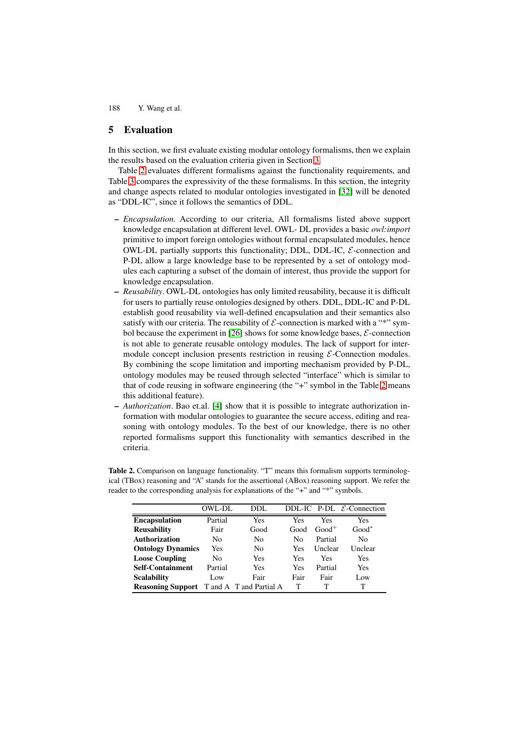## 5 Evaluation

In this section, we first evaluate existing modular ontology formalisms, then we explain the results based on the evaluation criteria given in Section 3.

Table 2 evaluates different formalisms against the functionality requirements, and Table 3 compares the expressivity of the these formalisms. In this section, the integrity and change aspects related to modular ontologies investigated in [32] will be denoted as "DDL-IC", since it follows the semantics of DDL.

- *Encapsulation.* According to our criteria, All formalisms listed above support knowledge encapsulation at different level. OWL- DL provides a basic *owl:import* primitive to import foreign ontologies without formal encapsulated modules, hence OWL-DL partially supports this functionality; DDL, DDL-IC, $\mathcal{E}$-connection and P-DL allow a large knowledge base to be represented by a set of ontology modules each capturing a subset of the domain of interest, thus provide the support for knowledge encapsulation.
- *Reusability*. OWL-DL ontologies has only limited reusability, because it is difficult for users to partially reuse ontologies designed by others. DDL, DDL-IC and P-DL establish good reusability via well-defined encapsulation and their semantics also satisfy with our criteria. The reusability of $\mathcal{E}$-connection is marked with a "*" symbol because the experiment in [26] shows for some knowledge bases, $\mathcal{E}$-connection is not able to generate reusable ontology modules. The lack of support for inter-module concept inclusion presents restriction in reusing $\mathcal{E}$-Connection modules. By combining the scope limitation and importing mechanism provided by P-DL, ontology modules may be reused through selected "interface" which is similar to that of code reusing in software engineering (the "+" symbol in the Table 2 means this additional feature).
- *Authorization*. Bao et.al. [4] show that it is possible to integrate authorization information with modular ontologies to guarantee the secure access, editing and reasoning with ontology modules. To the best of our knowledge, there is no other reported formalisms support this functionality with semantics described in the criteria.

**Table 2.** Comparison on language functionality. "T" means this formalism supports terminological (TBox) reasoning and "A" stands for the assertional (ABox) reasoning support. We refer the reader to the corresponding analysis for explanations of the "+" and "*" symbols.

| | OWL-DL | DDL | DDL-IC | P-DL | $\mathcal{E}$-Connection |
|---|---|---|---|---|---|
| **Encapsulation** | Partial | Yes | Yes | Yes | Yes |
| **Reusability** | Fair | Good | Good | Good$^+$ | Good$^*$ |
| **Authorization** | No | No | No | Partial | No |
| **Ontology Dynamics** | Yes | No | Yes | Unclear | Unclear |
| **Loose Coupling** | No | Yes | Yes | Yes | Yes |
| **Self-Containment** | Partial | Yes | Yes | Partial | Yes |
| **Scalability** | Low | Fair | Fair | Fair | Low |
| **Reasoning Support** | T and A | T and Partial A | T | T | T |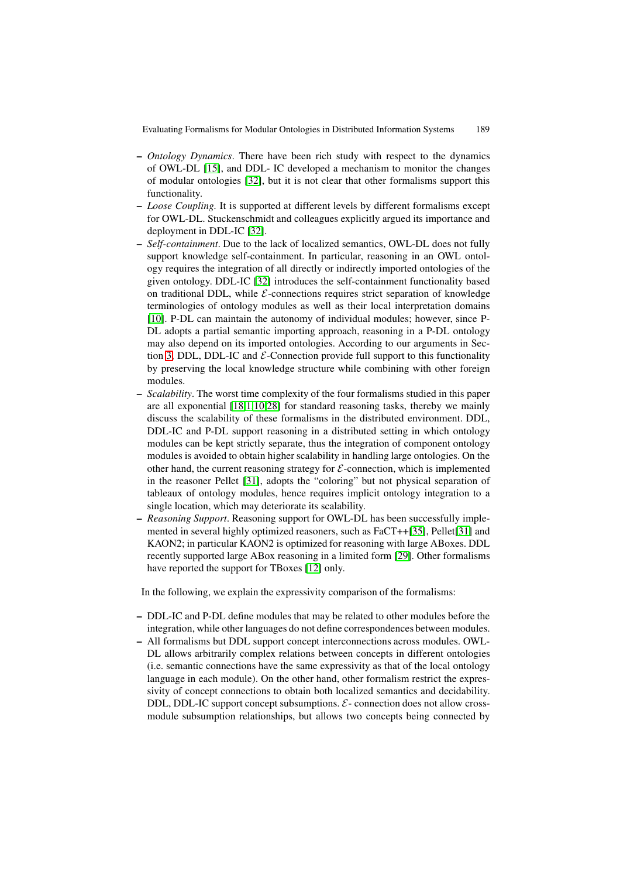- *Ontology Dynamics*. There have been rich study with respect to the dynamics of OWL-DL [15], and DDL- IC developed a mechanism to monitor the changes of modular ontologies [32], but it is not clear that other formalisms support this functionality.
- *Loose Coupling*. It is supported at different levels by different formalisms except for OWL-DL. Stuckenschmidt and colleagues explicitly argued its importance and deployment in DDL-IC [32].
- *Self-containment*. Due to the lack of localized semantics, OWL-DL does not fully support knowledge self-containment. In particular, reasoning in an OWL ontology requires the integration of all directly or indirectly imported ontologies of the given ontology. DDL-IC [32] introduces the self-containment functionality based on traditional DDL, while $\mathcal{E}$-connections requires strict separation of knowledge terminologies of ontology modules as well as their local interpretation domains [10]. P-DL can maintain the autonomy of individual modules; however, since P-DL adopts a partial semantic importing approach, reasoning in a P-DL ontology may also depend on its imported ontologies. According to our arguments in Section 3, DDL, DDL-IC and $\mathcal{E}$-Connection provide full support to this functionality by preserving the local knowledge structure while combining with other foreign modules.
- *Scalability*. The worst time complexity of the four formalisms studied in this paper are all exponential [18,1,10,28] for standard reasoning tasks, thereby we mainly discuss the scalability of these formalisms in the distributed environment. DDL, DDL-IC and P-DL support reasoning in a distributed setting in which ontology modules can be kept strictly separate, thus the integration of component ontology modules is avoided to obtain higher scalability in handling large ontologies. On the other hand, the current reasoning strategy for $\mathcal{E}$-connection, which is implemented in the reasoner Pellet [31], adopts the "coloring" but not physical separation of tableaux of ontology modules, hence requires implicit ontology integration to a single location, which may deteriorate its scalability.
- *Reasoning Support*. Reasoning support for OWL-DL has been successfully implemented in several highly optimized reasoners, such as FaCT++[35], Pellet[31] and KAON2; in particular KAON2 is optimized for reasoning with large ABoxes. DDL recently supported large ABox reasoning in a limited form [29]. Other formalisms have reported the support for TBoxes [12] only.

In the following, we explain the expressivity comparison of the formalisms:

- DDL-IC and P-DL define modules that may be related to other modules before the integration, while other languages do not define correspondences between modules.
- All formalisms but DDL support concept interconnections across modules. OWL-DL allows arbitrarily complex relations between concepts in different ontologies (i.e. semantic connections have the same expressivity as that of the local ontology language in each module). On the other hand, other formalism restrict the expressivity of concept connections to obtain both localized semantics and decidability. DDL, DDL-IC support concept subsumptions. $\mathcal{E}$- connection does not allow cross-module subsumption relationships, but allows two concepts being connected by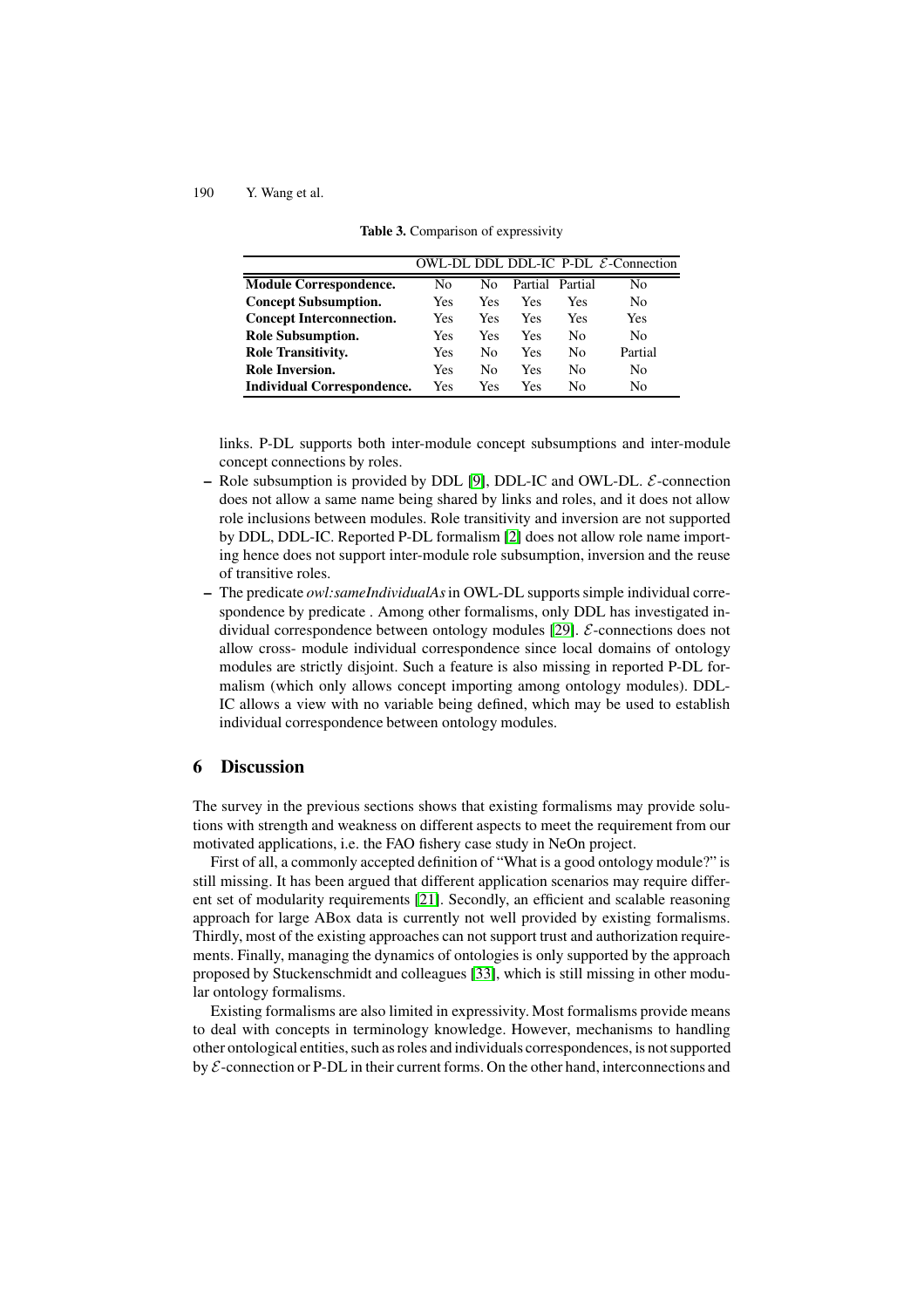**Table 3.** Comparison of expressivity

| | OWL-DL | DDL | DDL-IC | P-DL | $\mathcal{E}$-Connection |
|---|---|---|---|---|---|
| **Module Correspondence.** | No | No | Partial | Partial | No |
| **Concept Subsumption.** | Yes | Yes | Yes | Yes | No |
| **Concept Interconnection.** | Yes | Yes | Yes | Yes | Yes |
| **Role Subsumption.** | Yes | Yes | Yes | No | No |
| **Role Transitivity.** | Yes | No | Yes | No | Partial |
| **Role Inversion.** | Yes | No | Yes | No | No |
| **Individual Correspondence.** | Yes | Yes | Yes | No | No |

links. P-DL supports both inter-module concept subsumptions and inter-module concept connections by roles.

- Role subsumption is provided by DDL [9], DDL-IC and OWL-DL. $\mathcal{E}$-connection does not allow a same name being shared by links and roles, and it does not allow role inclusions between modules. Role transitivity and inversion are not supported by DDL, DDL-IC. Reported P-DL formalism [2] does not allow role name importing hence does not support inter-module role subsumption, inversion and the reuse of transitive roles.
- The predicate *owl:sameIndividualAs* in OWL-DL supports simple individual correspondence by predicate . Among other formalisms, only DDL has investigated individual correspondence between ontology modules [29]. $\mathcal{E}$-connections does not allow cross- module individual correspondence since local domains of ontology modules are strictly disjoint. Such a feature is also missing in reported P-DL formalism (which only allows concept importing among ontology modules). DDL-IC allows a view with no variable being defined, which may be used to establish individual correspondence between ontology modules.

## 6 Discussion

The survey in the previous sections shows that existing formalisms may provide solutions with strength and weakness on different aspects to meet the requirement from our motivated applications, i.e. the FAO fishery case study in NeOn project.

First of all, a commonly accepted definition of "What is a good ontology module?" is still missing. It has been argued that different application scenarios may require different set of modularity requirements [21]. Secondly, an efficient and scalable reasoning approach for large ABox data is currently not well provided by existing formalisms. Thirdly, most of the existing approaches can not support trust and authorization requirements. Finally, managing the dynamics of ontologies is only supported by the approach proposed by Stuckenschmidt and colleagues [33], which is still missing in other modular ontology formalisms.

Existing formalisms are also limited in expressivity. Most formalisms provide means to deal with concepts in terminology knowledge. However, mechanisms to handling other ontological entities, such as roles and individuals correspondences, is not supported by $\mathcal{E}$-connection or P-DL in their current forms. On the other hand, interconnections and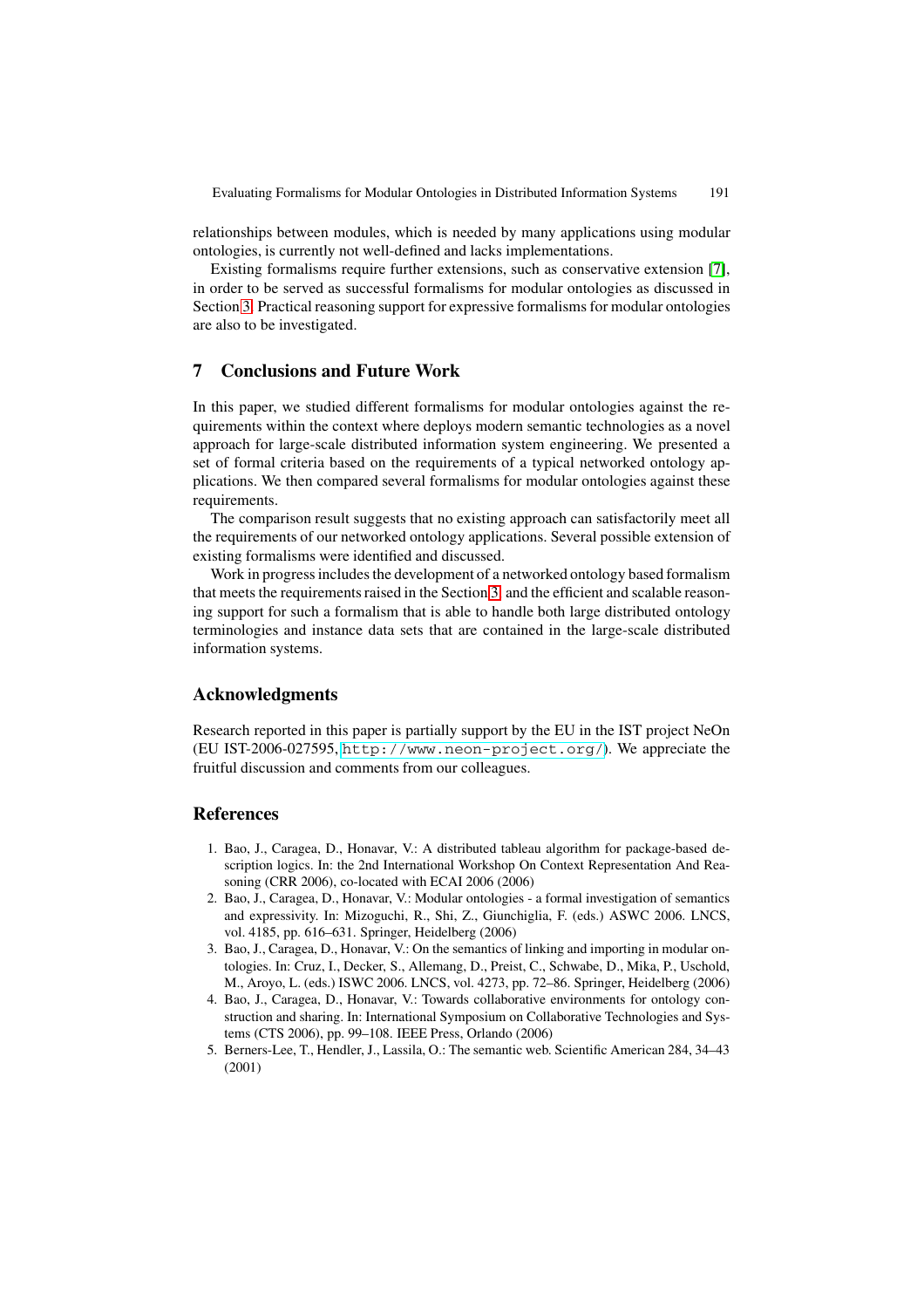relationships between modules, which is needed by many applications using modular ontologies, is currently not well-defined and lacks implementations.

Existing formalisms require further extensions, such as conservative extension [7], in order to be served as successful formalisms for modular ontologies as discussed in Section 3. Practical reasoning support for expressive formalisms for modular ontologies are also to be investigated.

## 7 Conclusions and Future Work

In this paper, we studied different formalisms for modular ontologies against the requirements within the context where deploys modern semantic technologies as a novel approach for large-scale distributed information system engineering. We presented a set of formal criteria based on the requirements of a typical networked ontology applications. We then compared several formalisms for modular ontologies against these requirements.

The comparison result suggests that no existing approach can satisfactorily meet all the requirements of our networked ontology applications. Several possible extension of existing formalisms were identified and discussed.

Work in progress includes the development of a networked ontology based formalism that meets the requirements raised in the Section 3 and the efficient and scalable reasoning support for such a formalism that is able to handle both large distributed ontology terminologies and instance data sets that are contained in the large-scale distributed information systems.

## Acknowledgments

Research reported in this paper is partially support by the EU in the IST project NeOn (EU IST-2006-027595, http://www.neon-project.org/). We appreciate the fruitful discussion and comments from our colleagues.

## References

1. Bao, J., Caragea, D., Honavar, V.: A distributed tableau algorithm for package-based description logics. In: the 2nd International Workshop On Context Representation And Reasoning (CRR 2006), co-located with ECAI 2006 (2006)
2. Bao, J., Caragea, D., Honavar, V.: Modular ontologies - a formal investigation of semantics and expressivity. In: Mizoguchi, R., Shi, Z., Giunchiglia, F. (eds.) ASWC 2006. LNCS, vol. 4185, pp. 616–631. Springer, Heidelberg (2006)
3. Bao, J., Caragea, D., Honavar, V.: On the semantics of linking and importing in modular ontologies. In: Cruz, I., Decker, S., Allemang, D., Preist, C., Schwabe, D., Mika, P., Uschold, M., Aroyo, L. (eds.) ISWC 2006. LNCS, vol. 4273, pp. 72–86. Springer, Heidelberg (2006)
4. Bao, J., Caragea, D., Honavar, V.: Towards collaborative environments for ontology construction and sharing. In: International Symposium on Collaborative Technologies and Systems (CTS 2006), pp. 99–108. IEEE Press, Orlando (2006)
5. Berners-Lee, T., Hendler, J., Lassila, O.: The semantic web. Scientific American 284, 34–43 (2001)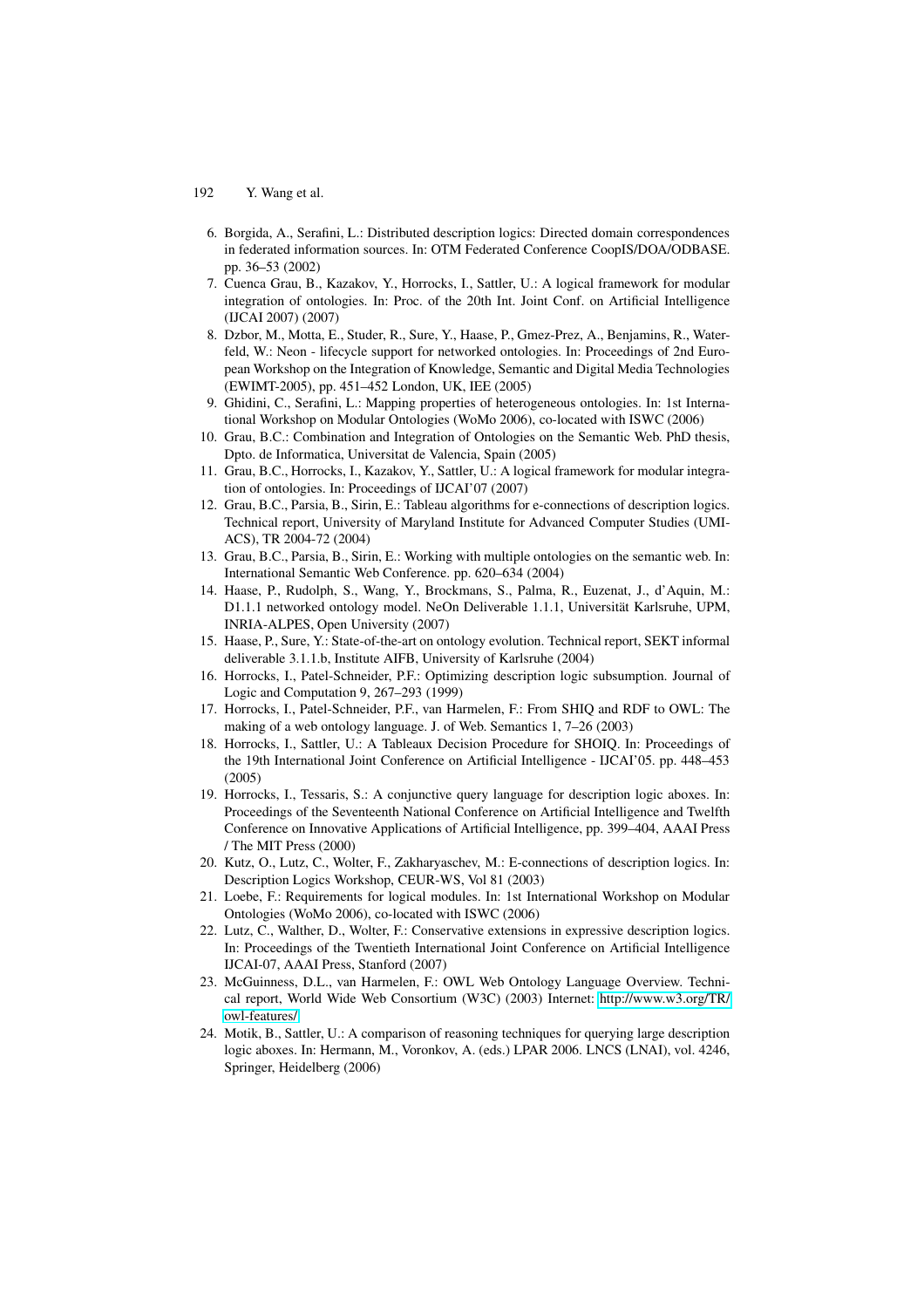6. Borgida, A., Serafini, L.: Distributed description logics: Directed domain correspondences in federated information sources. In: OTM Federated Conference CoopIS/DOA/ODBASE. pp. 36–53 (2002)
7. Cuenca Grau, B., Kazakov, Y., Horrocks, I., Sattler, U.: A logical framework for modular integration of ontologies. In: Proc. of the 20th Int. Joint Conf. on Artificial Intelligence (IJCAI 2007) (2007)
8. Dzbor, M., Motta, E., Studer, R., Sure, Y., Haase, P., Gmez-Prez, A., Benjamins, R., Waterfeld, W.: Neon - lifecycle support for networked ontologies. In: Proceedings of 2nd European Workshop on the Integration of Knowledge, Semantic and Digital Media Technologies (EWIMT-2005), pp. 451–452 London, UK, IEE (2005)
9. Ghidini, C., Serafini, L.: Mapping properties of heterogeneous ontologies. In: 1st International Workshop on Modular Ontologies (WoMo 2006), co-located with ISWC (2006)
10. Grau, B.C.: Combination and Integration of Ontologies on the Semantic Web. PhD thesis, Dpto. de Informatica, Universitat de Valencia, Spain (2005)
11. Grau, B.C., Horrocks, I., Kazakov, Y., Sattler, U.: A logical framework for modular integration of ontologies. In: Proceedings of IJCAI'07 (2007)
12. Grau, B.C., Parsia, B., Sirin, E.: Tableau algorithms for e-connections of description logics. Technical report, University of Maryland Institute for Advanced Computer Studies (UMIACS), TR 2004-72 (2004)
13. Grau, B.C., Parsia, B., Sirin, E.: Working with multiple ontologies on the semantic web. In: International Semantic Web Conference. pp. 620–634 (2004)
14. Haase, P., Rudolph, S., Wang, Y., Brockmans, S., Palma, R., Euzenat, J., d'Aquin, M.: D1.1.1 networked ontology model. NeOn Deliverable 1.1.1, Universität Karlsruhe, UPM, INRIA-ALPES, Open University (2007)
15. Haase, P., Sure, Y.: State-of-the-art on ontology evolution. Technical report, SEKT informal deliverable 3.1.1.b, Institute AIFB, University of Karlsruhe (2004)
16. Horrocks, I., Patel-Schneider, P.F.: Optimizing description logic subsumption. Journal of Logic and Computation 9, 267–293 (1999)
17. Horrocks, I., Patel-Schneider, P.F., van Harmelen, F.: From SHIQ and RDF to OWL: The making of a web ontology language. J. of Web. Semantics 1, 7–26 (2003)
18. Horrocks, I., Sattler, U.: A Tableaux Decision Procedure for SHOIQ. In: Proceedings of the 19th International Joint Conference on Artificial Intelligence - IJCAI'05. pp. 448–453 (2005)
19. Horrocks, I., Tessaris, S.: A conjunctive query language for description logic aboxes. In: Proceedings of the Seventeenth National Conference on Artificial Intelligence and Twelfth Conference on Innovative Applications of Artificial Intelligence, pp. 399–404, AAAI Press / The MIT Press (2000)
20. Kutz, O., Lutz, C., Wolter, F., Zakharyaschev, M.: E-connections of description logics. In: Description Logics Workshop, CEUR-WS, Vol 81 (2003)
21. Loebe, F.: Requirements for logical modules. In: 1st International Workshop on Modular Ontologies (WoMo 2006), co-located with ISWC (2006)
22. Lutz, C., Walther, D., Wolter, F.: Conservative extensions in expressive description logics. In: Proceedings of the Twentieth International Joint Conference on Artificial Intelligence IJCAI-07, AAAI Press, Stanford (2007)
23. McGuinness, D.L., van Harmelen, F.: OWL Web Ontology Language Overview. Technical report, World Wide Web Consortium (W3C) (2003) Internet: http://www.w3.org/TR/owl-features/
24. Motik, B., Sattler, U.: A comparison of reasoning techniques for querying large description logic aboxes. In: Hermann, M., Voronkov, A. (eds.) LPAR 2006. LNCS (LNAI), vol. 4246, Springer, Heidelberg (2006)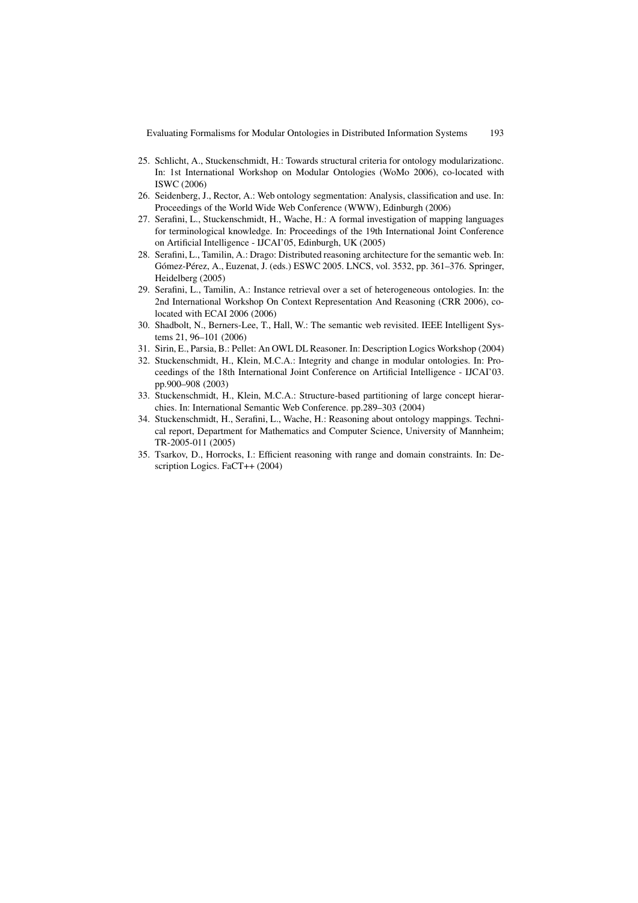25. Schlicht, A., Stuckenschmidt, H.: Towards structural criteria for ontology modularizationc. In: 1st International Workshop on Modular Ontologies (WoMo 2006), co-located with ISWC (2006)
26. Seidenberg, J., Rector, A.: Web ontology segmentation: Analysis, classification and use. In: Proceedings of the World Wide Web Conference (WWW), Edinburgh (2006)
27. Serafini, L., Stuckenschmidt, H., Wache, H.: A formal investigation of mapping languages for terminological knowledge. In: Proceedings of the 19th International Joint Conference on Artificial Intelligence - IJCAI'05, Edinburgh, UK (2005)
28. Serafini, L., Tamilin, A.: Drago: Distributed reasoning architecture for the semantic web. In: Gómez-Pérez, A., Euzenat, J. (eds.) ESWC 2005. LNCS, vol. 3532, pp. 361–376. Springer, Heidelberg (2005)
29. Serafini, L., Tamilin, A.: Instance retrieval over a set of heterogeneous ontologies. In: the 2nd International Workshop On Context Representation And Reasoning (CRR 2006), co-located with ECAI 2006 (2006)
30. Shadbolt, N., Berners-Lee, T., Hall, W.: The semantic web revisited. IEEE Intelligent Systems 21, 96–101 (2006)
31. Sirin, E., Parsia, B.: Pellet: An OWL DL Reasoner. In: Description Logics Workshop (2004)
32. Stuckenschmidt, H., Klein, M.C.A.: Integrity and change in modular ontologies. In: Proceedings of the 18th International Joint Conference on Artificial Intelligence - IJCAI'03. pp.900–908 (2003)
33. Stuckenschmidt, H., Klein, M.C.A.: Structure-based partitioning of large concept hierarchies. In: International Semantic Web Conference. pp.289–303 (2004)
34. Stuckenschmidt, H., Serafini, L., Wache, H.: Reasoning about ontology mappings. Technical report, Department for Mathematics and Computer Science, University of Mannheim; TR-2005-011 (2005)
35. Tsarkov, D., Horrocks, I.: Efficient reasoning with range and domain constraints. In: Description Logics. FaCT++ (2004)